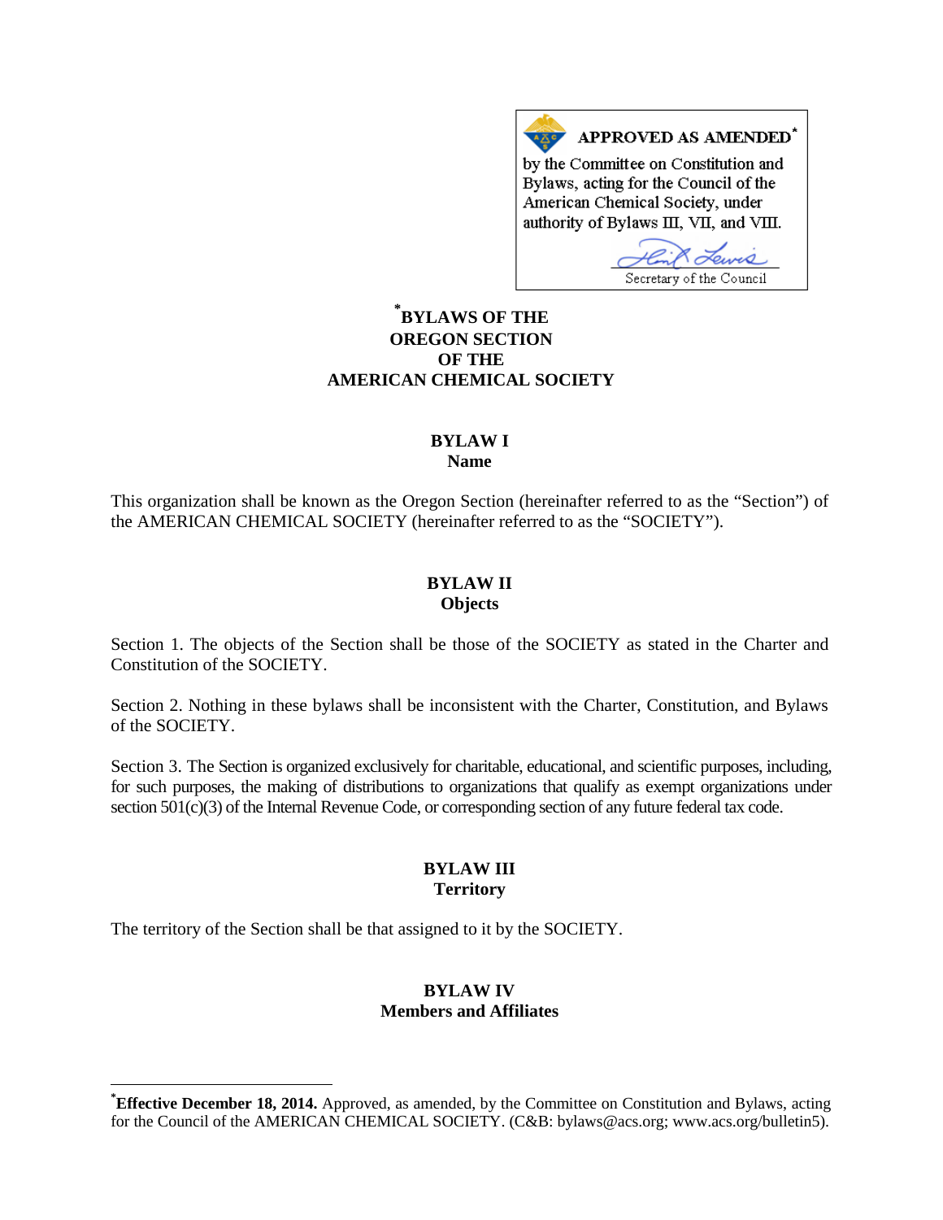**APPROVED AS AMENDED***

by the Committee on Constitution and Bylaws, acting for the Council of the American Chemical Society, under authority of Bylaws III, VII, and VIII.

Secretary of the Council

# *BYLAWS OF THE OREGON SECTION OF THE AMERICAN CHEMICAL SOCIETY

## BYLAW I
## Name

This organization shall be known as the Oregon Section (hereinafter referred to as the "Section") of the AMERICAN CHEMICAL SOCIETY (hereinafter referred to as the "SOCIETY").

## BYLAW II
## Objects

Section 1. The objects of the Section shall be those of the SOCIETY as stated in the Charter and Constitution of the SOCIETY.

Section 2. Nothing in these bylaws shall be inconsistent with the Charter, Constitution, and Bylaws of the SOCIETY.

Section 3. The Section is organized exclusively for charitable, educational, and scientific purposes, including, for such purposes, the making of distributions to organizations that qualify as exempt organizations under section 501(c)(3) of the Internal Revenue Code, or corresponding section of any future federal tax code.

## BYLAW III
## Territory

The territory of the Section shall be that assigned to it by the SOCIETY.

## BYLAW IV
## Members and Affiliates

---

***Effective December 18, 2014.** Approved, as amended, by the Committee on Constitution and Bylaws, acting for the Council of the AMERICAN CHEMICAL SOCIETY. (C&B: bylaws@acs.org; www.acs.org/bulletin5).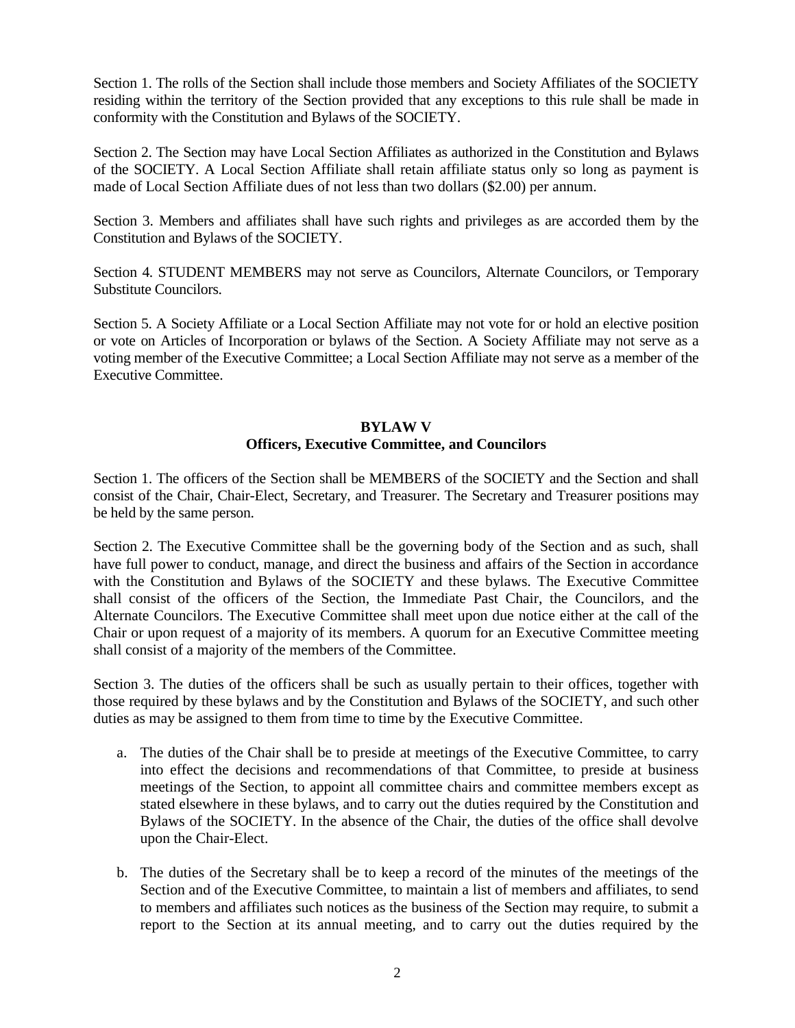Section 1. The rolls of the Section shall include those members and Society Affiliates of the SOCIETY residing within the territory of the Section provided that any exceptions to this rule shall be made in conformity with the Constitution and Bylaws of the SOCIETY.

Section 2. The Section may have Local Section Affiliates as authorized in the Constitution and Bylaws of the SOCIETY. A Local Section Affiliate shall retain affiliate status only so long as payment is made of Local Section Affiliate dues of not less than two dollars ($2.00) per annum.

Section 3. Members and affiliates shall have such rights and privileges as are accorded them by the Constitution and Bylaws of the SOCIETY.

Section 4. STUDENT MEMBERS may not serve as Councilors, Alternate Councilors, or Temporary Substitute Councilors.

Section 5. A Society Affiliate or a Local Section Affiliate may not vote for or hold an elective position or vote on Articles of Incorporation or bylaws of the Section. A Society Affiliate may not serve as a voting member of the Executive Committee; a Local Section Affiliate may not serve as a member of the Executive Committee.

## BYLAW V
## Officers, Executive Committee, and Councilors

Section 1. The officers of the Section shall be MEMBERS of the SOCIETY and the Section and shall consist of the Chair, Chair-Elect, Secretary, and Treasurer. The Secretary and Treasurer positions may be held by the same person.

Section 2. The Executive Committee shall be the governing body of the Section and as such, shall have full power to conduct, manage, and direct the business and affairs of the Section in accordance with the Constitution and Bylaws of the SOCIETY and these bylaws. The Executive Committee shall consist of the officers of the Section, the Immediate Past Chair, the Councilors, and the Alternate Councilors. The Executive Committee shall meet upon due notice either at the call of the Chair or upon request of a majority of its members. A quorum for an Executive Committee meeting shall consist of a majority of the members of the Committee.

Section 3. The duties of the officers shall be such as usually pertain to their offices, together with those required by these bylaws and by the Constitution and Bylaws of the SOCIETY, and such other duties as may be assigned to them from time to time by the Executive Committee.

a. The duties of the Chair shall be to preside at meetings of the Executive Committee, to carry into effect the decisions and recommendations of that Committee, to preside at business meetings of the Section, to appoint all committee chairs and committee members except as stated elsewhere in these bylaws, and to carry out the duties required by the Constitution and Bylaws of the SOCIETY. In the absence of the Chair, the duties of the office shall devolve upon the Chair-Elect.

b. The duties of the Secretary shall be to keep a record of the minutes of the meetings of the Section and of the Executive Committee, to maintain a list of members and affiliates, to send to members and affiliates such notices as the business of the Section may require, to submit a report to the Section at its annual meeting, and to carry out the duties required by the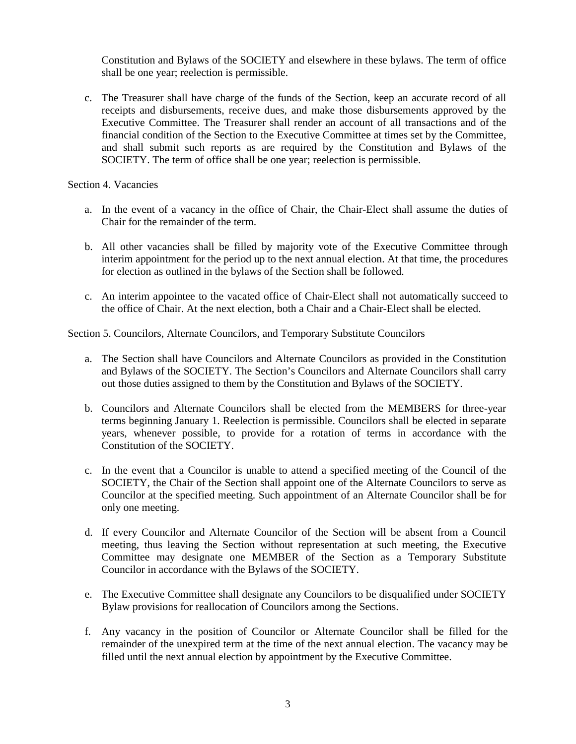Constitution and Bylaws of the SOCIETY and elsewhere in these bylaws. The term of office shall be one year; reelection is permissible.

c. The Treasurer shall have charge of the funds of the Section, keep an accurate record of all receipts and disbursements, receive dues, and make those disbursements approved by the Executive Committee. The Treasurer shall render an account of all transactions and of the financial condition of the Section to the Executive Committee at times set by the Committee, and shall submit such reports as are required by the Constitution and Bylaws of the SOCIETY. The term of office shall be one year; reelection is permissible.

Section 4. Vacancies

a. In the event of a vacancy in the office of Chair, the Chair-Elect shall assume the duties of Chair for the remainder of the term.

b. All other vacancies shall be filled by majority vote of the Executive Committee through interim appointment for the period up to the next annual election. At that time, the procedures for election as outlined in the bylaws of the Section shall be followed.

c. An interim appointee to the vacated office of Chair-Elect shall not automatically succeed to the office of Chair. At the next election, both a Chair and a Chair-Elect shall be elected.

Section 5. Councilors, Alternate Councilors, and Temporary Substitute Councilors

a. The Section shall have Councilors and Alternate Councilors as provided in the Constitution and Bylaws of the SOCIETY. The Section's Councilors and Alternate Councilors shall carry out those duties assigned to them by the Constitution and Bylaws of the SOCIETY.

b. Councilors and Alternate Councilors shall be elected from the MEMBERS for three-year terms beginning January 1. Reelection is permissible. Councilors shall be elected in separate years, whenever possible, to provide for a rotation of terms in accordance with the Constitution of the SOCIETY.

c. In the event that a Councilor is unable to attend a specified meeting of the Council of the SOCIETY, the Chair of the Section shall appoint one of the Alternate Councilors to serve as Councilor at the specified meeting. Such appointment of an Alternate Councilor shall be for only one meeting.

d. If every Councilor and Alternate Councilor of the Section will be absent from a Council meeting, thus leaving the Section without representation at such meeting, the Executive Committee may designate one MEMBER of the Section as a Temporary Substitute Councilor in accordance with the Bylaws of the SOCIETY.

e. The Executive Committee shall designate any Councilors to be disqualified under SOCIETY Bylaw provisions for reallocation of Councilors among the Sections.

f. Any vacancy in the position of Councilor or Alternate Councilor shall be filled for the remainder of the unexpired term at the time of the next annual election. The vacancy may be filled until the next annual election by appointment by the Executive Committee.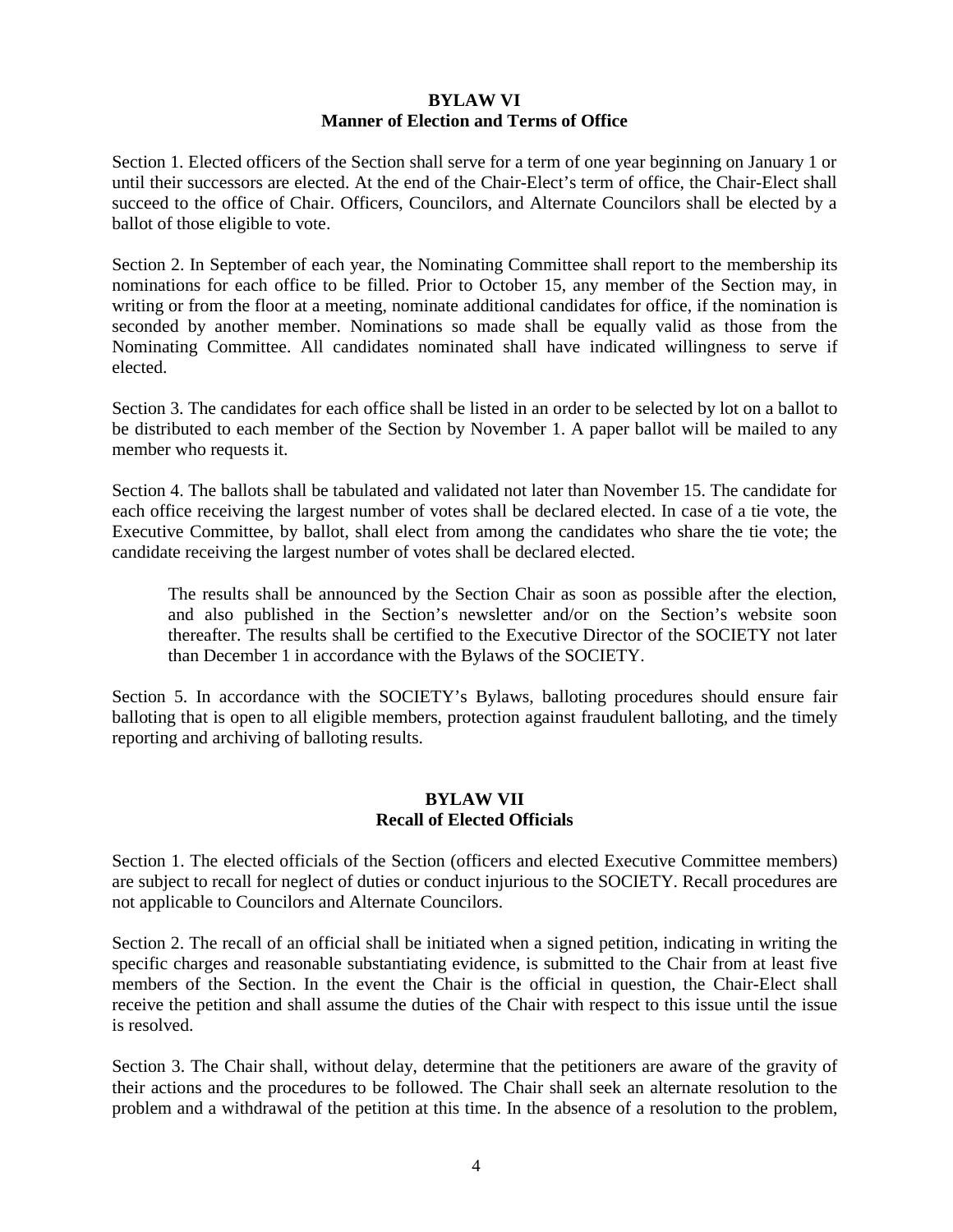**BYLAW VI**
**Manner of Election and Terms of Office**

Section 1. Elected officers of the Section shall serve for a term of one year beginning on January 1 or until their successors are elected. At the end of the Chair-Elect's term of office, the Chair-Elect shall succeed to the office of Chair. Officers, Councilors, and Alternate Councilors shall be elected by a ballot of those eligible to vote.

Section 2. In September of each year, the Nominating Committee shall report to the membership its nominations for each office to be filled. Prior to October 15, any member of the Section may, in writing or from the floor at a meeting, nominate additional candidates for office, if the nomination is seconded by another member. Nominations so made shall be equally valid as those from the Nominating Committee. All candidates nominated shall have indicated willingness to serve if elected.

Section 3. The candidates for each office shall be listed in an order to be selected by lot on a ballot to be distributed to each member of the Section by November 1. A paper ballot will be mailed to any member who requests it.

Section 4. The ballots shall be tabulated and validated not later than November 15. The candidate for each office receiving the largest number of votes shall be declared elected. In case of a tie vote, the Executive Committee, by ballot, shall elect from among the candidates who share the tie vote; the candidate receiving the largest number of votes shall be declared elected.

> The results shall be announced by the Section Chair as soon as possible after the election, and also published in the Section's newsletter and/or on the Section's website soon thereafter. The results shall be certified to the Executive Director of the SOCIETY not later than December 1 in accordance with the Bylaws of the SOCIETY.

Section 5. In accordance with the SOCIETY's Bylaws, balloting procedures should ensure fair balloting that is open to all eligible members, protection against fraudulent balloting, and the timely reporting and archiving of balloting results.

**BYLAW VII**
**Recall of Elected Officials**

Section 1. The elected officials of the Section (officers and elected Executive Committee members) are subject to recall for neglect of duties or conduct injurious to the SOCIETY. Recall procedures are not applicable to Councilors and Alternate Councilors.

Section 2. The recall of an official shall be initiated when a signed petition, indicating in writing the specific charges and reasonable substantiating evidence, is submitted to the Chair from at least five members of the Section. In the event the Chair is the official in question, the Chair-Elect shall receive the petition and shall assume the duties of the Chair with respect to this issue until the issue is resolved.

Section 3. The Chair shall, without delay, determine that the petitioners are aware of the gravity of their actions and the procedures to be followed. The Chair shall seek an alternate resolution to the problem and a withdrawal of the petition at this time. In the absence of a resolution to the problem,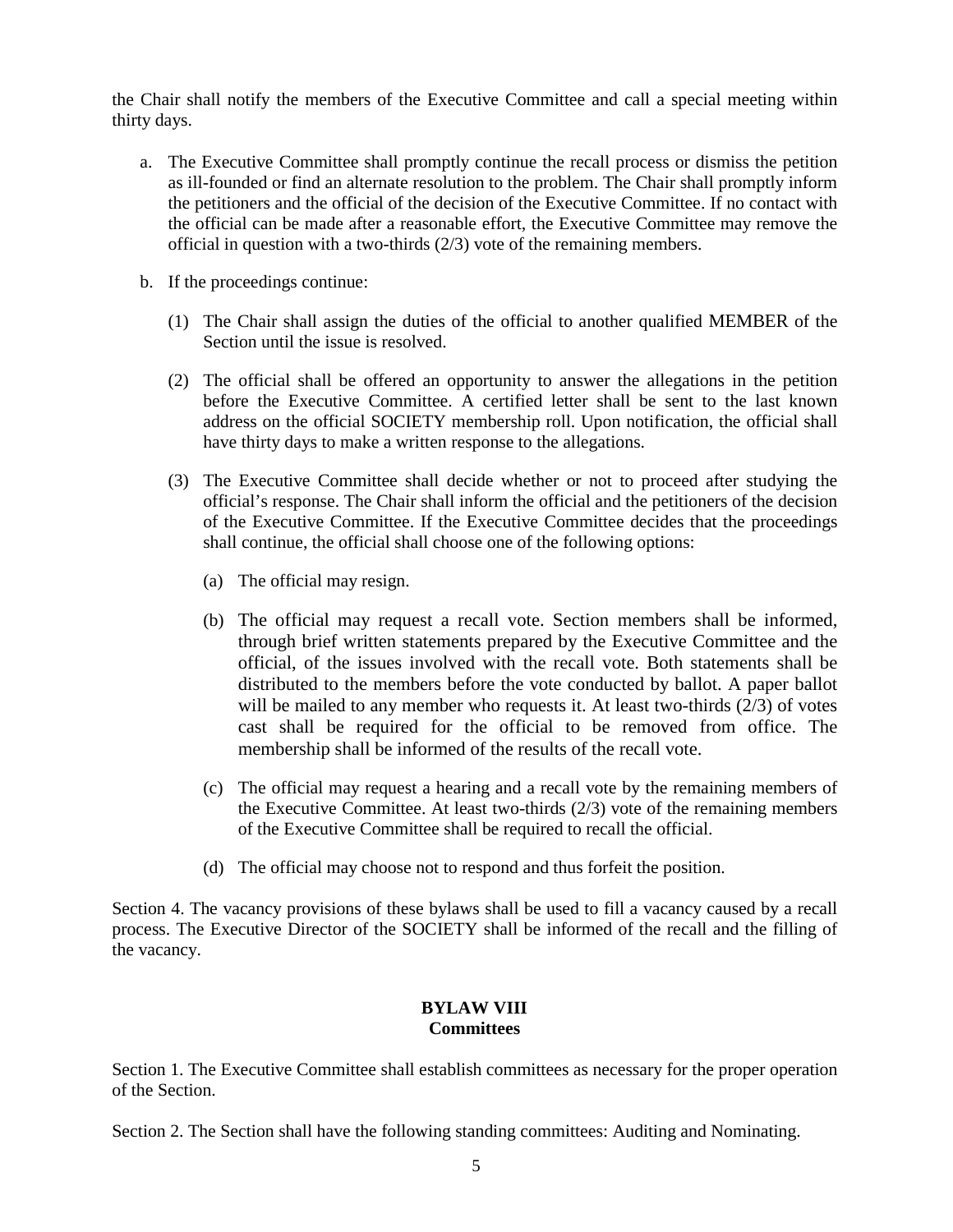the Chair shall notify the members of the Executive Committee and call a special meeting within thirty days.

a. The Executive Committee shall promptly continue the recall process or dismiss the petition as ill-founded or find an alternate resolution to the problem. The Chair shall promptly inform the petitioners and the official of the decision of the Executive Committee. If no contact with the official can be made after a reasonable effort, the Executive Committee may remove the official in question with a two-thirds (2/3) vote of the remaining members.

b. If the proceedings continue:

   (1) The Chair shall assign the duties of the official to another qualified MEMBER of the Section until the issue is resolved.

   (2) The official shall be offered an opportunity to answer the allegations in the petition before the Executive Committee. A certified letter shall be sent to the last known address on the official SOCIETY membership roll. Upon notification, the official shall have thirty days to make a written response to the allegations.

   (3) The Executive Committee shall decide whether or not to proceed after studying the official's response. The Chair shall inform the official and the petitioners of the decision of the Executive Committee. If the Executive Committee decides that the proceedings shall continue, the official shall choose one of the following options:

      (a) The official may resign.

      (b) The official may request a recall vote. Section members shall be informed, through brief written statements prepared by the Executive Committee and the official, of the issues involved with the recall vote. Both statements shall be distributed to the members before the vote conducted by ballot. A paper ballot will be mailed to any member who requests it. At least two-thirds (2/3) of votes cast shall be required for the official to be removed from office. The membership shall be informed of the results of the recall vote.

      (c) The official may request a hearing and a recall vote by the remaining members of the Executive Committee. At least two-thirds (2/3) vote of the remaining members of the Executive Committee shall be required to recall the official.

      (d) The official may choose not to respond and thus forfeit the position.

Section 4. The vacancy provisions of these bylaws shall be used to fill a vacancy caused by a recall process. The Executive Director of the SOCIETY shall be informed of the recall and the filling of the vacancy.

## BYLAW VIII
## Committees

Section 1. The Executive Committee shall establish committees as necessary for the proper operation of the Section.

Section 2. The Section shall have the following standing committees: Auditing and Nominating.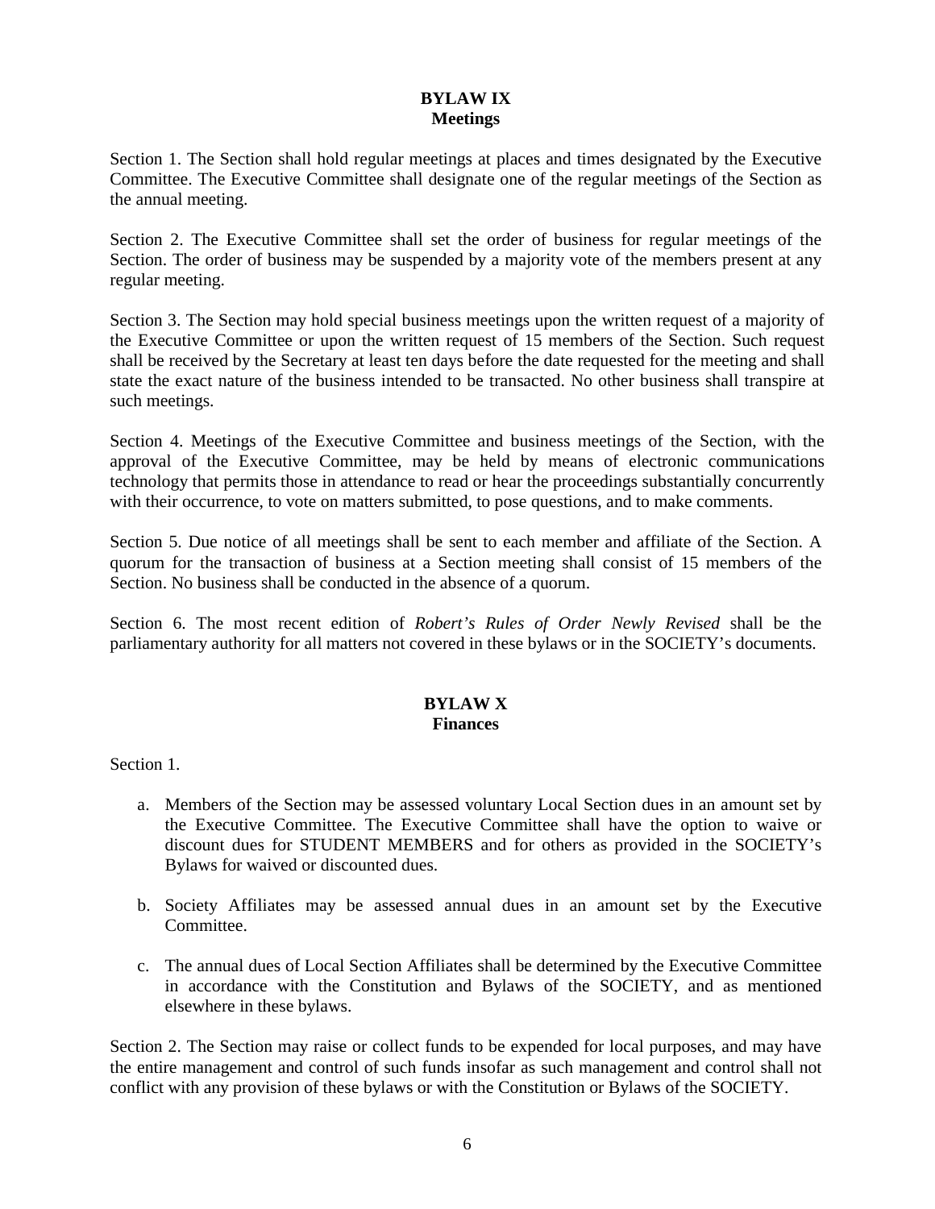## BYLAW IX
## Meetings

Section 1. The Section shall hold regular meetings at places and times designated by the Executive Committee. The Executive Committee shall designate one of the regular meetings of the Section as the annual meeting.

Section 2. The Executive Committee shall set the order of business for regular meetings of the Section. The order of business may be suspended by a majority vote of the members present at any regular meeting.

Section 3. The Section may hold special business meetings upon the written request of a majority of the Executive Committee or upon the written request of 15 members of the Section. Such request shall be received by the Secretary at least ten days before the date requested for the meeting and shall state the exact nature of the business intended to be transacted. No other business shall transpire at such meetings.

Section 4. Meetings of the Executive Committee and business meetings of the Section, with the approval of the Executive Committee, may be held by means of electronic communications technology that permits those in attendance to read or hear the proceedings substantially concurrently with their occurrence, to vote on matters submitted, to pose questions, and to make comments.

Section 5. Due notice of all meetings shall be sent to each member and affiliate of the Section. A quorum for the transaction of business at a Section meeting shall consist of 15 members of the Section. No business shall be conducted in the absence of a quorum.

Section 6. The most recent edition of *Robert's Rules of Order Newly Revised* shall be the parliamentary authority for all matters not covered in these bylaws or in the SOCIETY's documents.

## BYLAW X
## Finances

Section 1.

a. Members of the Section may be assessed voluntary Local Section dues in an amount set by the Executive Committee. The Executive Committee shall have the option to waive or discount dues for STUDENT MEMBERS and for others as provided in the SOCIETY's Bylaws for waived or discounted dues.

b. Society Affiliates may be assessed annual dues in an amount set by the Executive Committee.

c. The annual dues of Local Section Affiliates shall be determined by the Executive Committee in accordance with the Constitution and Bylaws of the SOCIETY, and as mentioned elsewhere in these bylaws.

Section 2. The Section may raise or collect funds to be expended for local purposes, and may have the entire management and control of such funds insofar as such management and control shall not conflict with any provision of these bylaws or with the Constitution or Bylaws of the SOCIETY.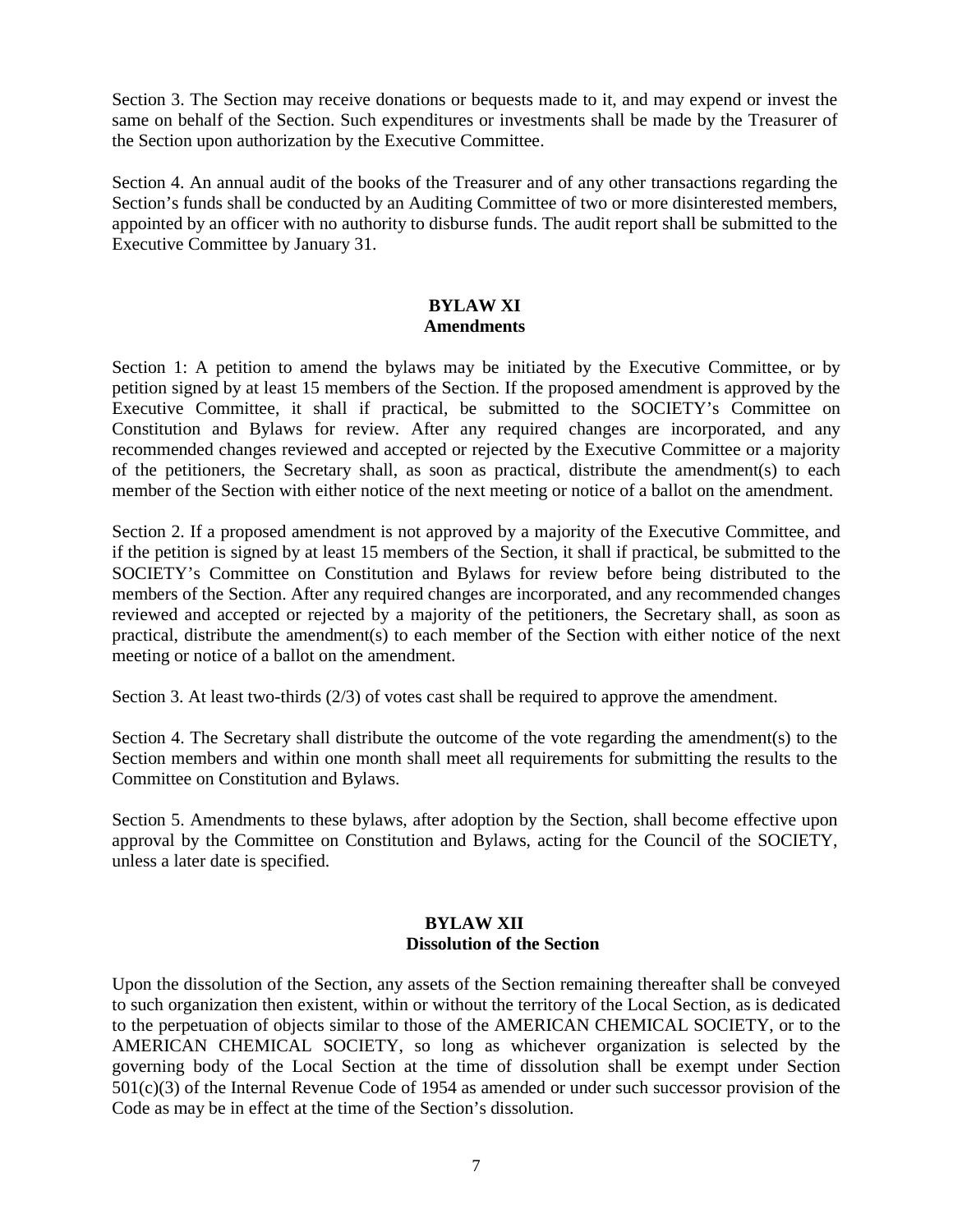Section 3. The Section may receive donations or bequests made to it, and may expend or invest the same on behalf of the Section. Such expenditures or investments shall be made by the Treasurer of the Section upon authorization by the Executive Committee.

Section 4. An annual audit of the books of the Treasurer and of any other transactions regarding the Section's funds shall be conducted by an Auditing Committee of two or more disinterested members, appointed by an officer with no authority to disburse funds. The audit report shall be submitted to the Executive Committee by January 31.

## BYLAW XI
## Amendments

Section 1: A petition to amend the bylaws may be initiated by the Executive Committee, or by petition signed by at least 15 members of the Section. If the proposed amendment is approved by the Executive Committee, it shall if practical, be submitted to the SOCIETY's Committee on Constitution and Bylaws for review. After any required changes are incorporated, and any recommended changes reviewed and accepted or rejected by the Executive Committee or a majority of the petitioners, the Secretary shall, as soon as practical, distribute the amendment(s) to each member of the Section with either notice of the next meeting or notice of a ballot on the amendment.

Section 2. If a proposed amendment is not approved by a majority of the Executive Committee, and if the petition is signed by at least 15 members of the Section, it shall if practical, be submitted to the SOCIETY's Committee on Constitution and Bylaws for review before being distributed to the members of the Section. After any required changes are incorporated, and any recommended changes reviewed and accepted or rejected by a majority of the petitioners, the Secretary shall, as soon as practical, distribute the amendment(s) to each member of the Section with either notice of the next meeting or notice of a ballot on the amendment.

Section 3. At least two-thirds (2/3) of votes cast shall be required to approve the amendment.

Section 4. The Secretary shall distribute the outcome of the vote regarding the amendment(s) to the Section members and within one month shall meet all requirements for submitting the results to the Committee on Constitution and Bylaws.

Section 5. Amendments to these bylaws, after adoption by the Section, shall become effective upon approval by the Committee on Constitution and Bylaws, acting for the Council of the SOCIETY, unless a later date is specified.

## BYLAW XII
## Dissolution of the Section

Upon the dissolution of the Section, any assets of the Section remaining thereafter shall be conveyed to such organization then existent, within or without the territory of the Local Section, as is dedicated to the perpetuation of objects similar to those of the AMERICAN CHEMICAL SOCIETY, or to the AMERICAN CHEMICAL SOCIETY, so long as whichever organization is selected by the governing body of the Local Section at the time of dissolution shall be exempt under Section 501(c)(3) of the Internal Revenue Code of 1954 as amended or under such successor provision of the Code as may be in effect at the time of the Section's dissolution.